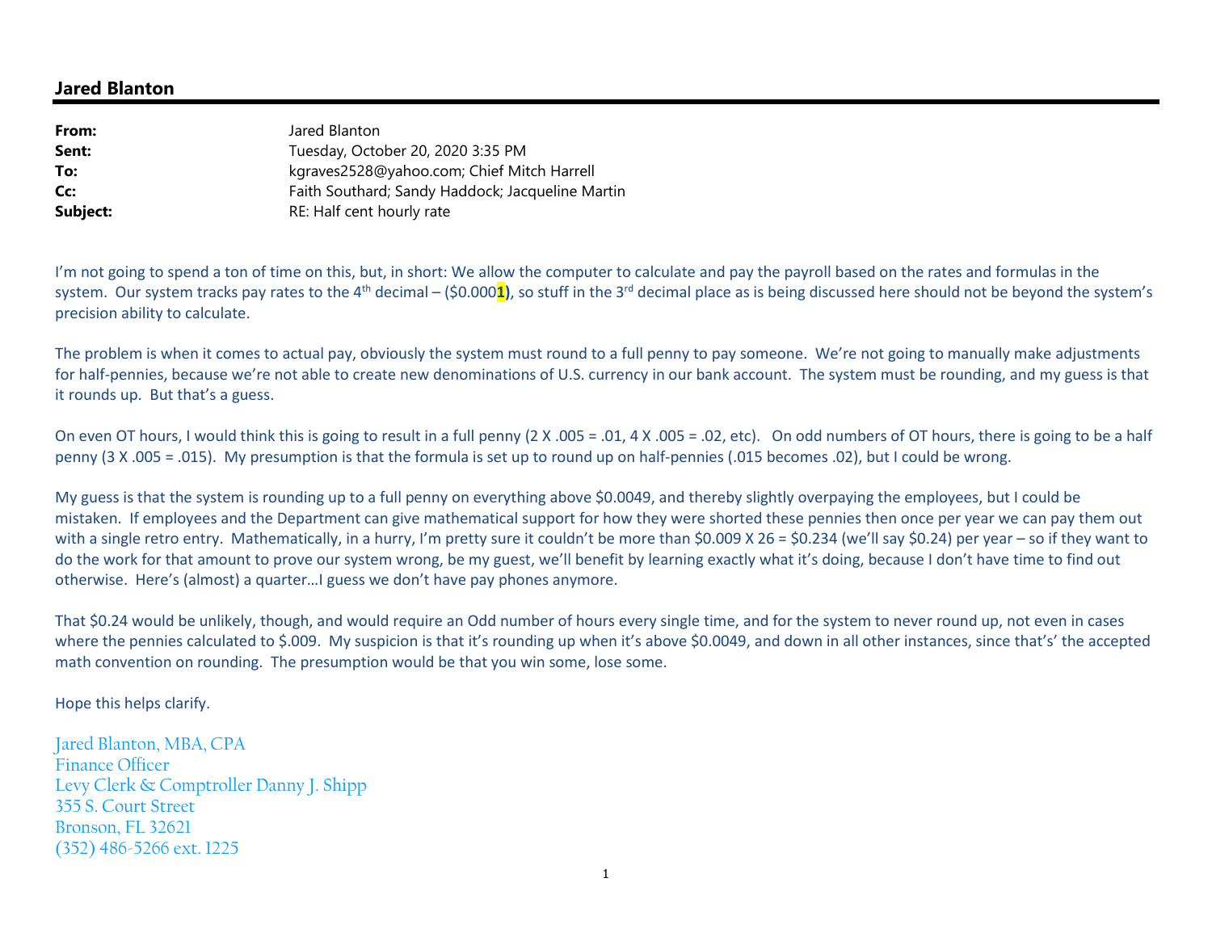## Jared Blanton

**From:** Jared Blanton
**Sent:** Tuesday, October 20, 2020 3:35 PM
**To:** kgraves2528@yahoo.com; Chief Mitch Harrell
**Cc:** Faith Southard; Sandy Haddock; Jacqueline Martin
**Subject:** RE: Half cent hourly rate

I'm not going to spend a ton of time on this, but, in short: We allow the computer to calculate and pay the payroll based on the rates and formulas in the system. Our system tracks pay rates to the 4th decimal – ($0.000**1**), so stuff in the 3rd decimal place as is being discussed here should not be beyond the system's precision ability to calculate.

The problem is when it comes to actual pay, obviously the system must round to a full penny to pay someone. We're not going to manually make adjustments for half-pennies, because we're not able to create new denominations of U.S. currency in our bank account. The system must be rounding, and my guess is that it rounds up. But that's a guess.

On even OT hours, I would think this is going to result in a full penny (2 X .005 = .01, 4 X .005 = .02, etc). On odd numbers of OT hours, there is going to be a half penny (3 X .005 = .015). My presumption is that the formula is set up to round up on half-pennies (.015 becomes .02), but I could be wrong.

My guess is that the system is rounding up to a full penny on everything above $0.0049, and thereby slightly overpaying the employees, but I could be mistaken. If employees and the Department can give mathematical support for how they were shorted these pennies then once per year we can pay them out with a single retro entry. Mathematically, in a hurry, I'm pretty sure it couldn't be more than $0.009 X 26 = $0.234 (we'll say $0.24) per year – so if they want to do the work for that amount to prove our system wrong, be my guest, we'll benefit by learning exactly what it's doing, because I don't have time to find out otherwise. Here's (almost) a quarter…I guess we don't have pay phones anymore.

That $0.24 would be unlikely, though, and would require an Odd number of hours every single time, and for the system to never round up, not even in cases where the pennies calculated to $.009. My suspicion is that it's rounding up when it's above $0.0049, and down in all other instances, since that's' the accepted math convention on rounding. The presumption would be that you win some, lose some.

Hope this helps clarify.

Jared Blanton, MBA, CPA
Finance Officer
Levy Clerk & Comptroller Danny J. Shipp
355 S. Court Street
Bronson, FL 32621
(352) 486-5266 ext. 1225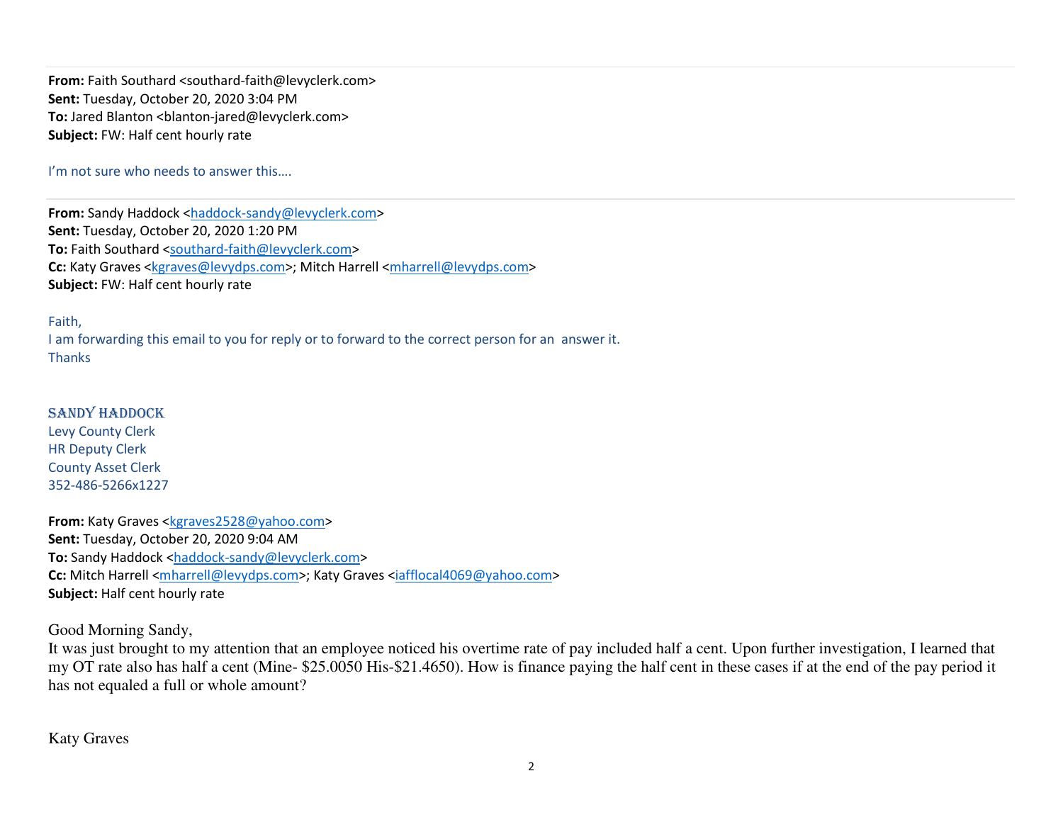**From:** Faith Southard <southard-faith@levyclerk.com>
**Sent:** Tuesday, October 20, 2020 3:04 PM
**To:** Jared Blanton <blanton-jared@levyclerk.com>
**Subject:** FW: Half cent hourly rate

I'm not sure who needs to answer this….

---

**From:** Sandy Haddock <haddock-sandy@levyclerk.com>
**Sent:** Tuesday, October 20, 2020 1:20 PM
**To:** Faith Southard <southard-faith@levyclerk.com>
**Cc:** Katy Graves <kgraves@levydps.com>; Mitch Harrell <mharrell@levydps.com>
**Subject:** FW: Half cent hourly rate

Faith,
I am forwarding this email to you for reply or to forward to the correct person for an answer it.
Thanks

SANDY HADDOCK
Levy County Clerk
HR Deputy Clerk
County Asset Clerk
352-486-5266x1227

**From:** Katy Graves <kgraves2528@yahoo.com>
**Sent:** Tuesday, October 20, 2020 9:04 AM
**To:** Sandy Haddock <haddock-sandy@levyclerk.com>
**Cc:** Mitch Harrell <mharrell@levydps.com>; Katy Graves <iafflocal4069@yahoo.com>
**Subject:** Half cent hourly rate

Good Morning Sandy,
It was just brought to my attention that an employee noticed his overtime rate of pay included half a cent. Upon further investigation, I learned that my OT rate also has half a cent (Mine- $25.0050 His-$21.4650). How is finance paying the half cent in these cases if at the end of the pay period it has not equaled a full or whole amount?

Katy Graves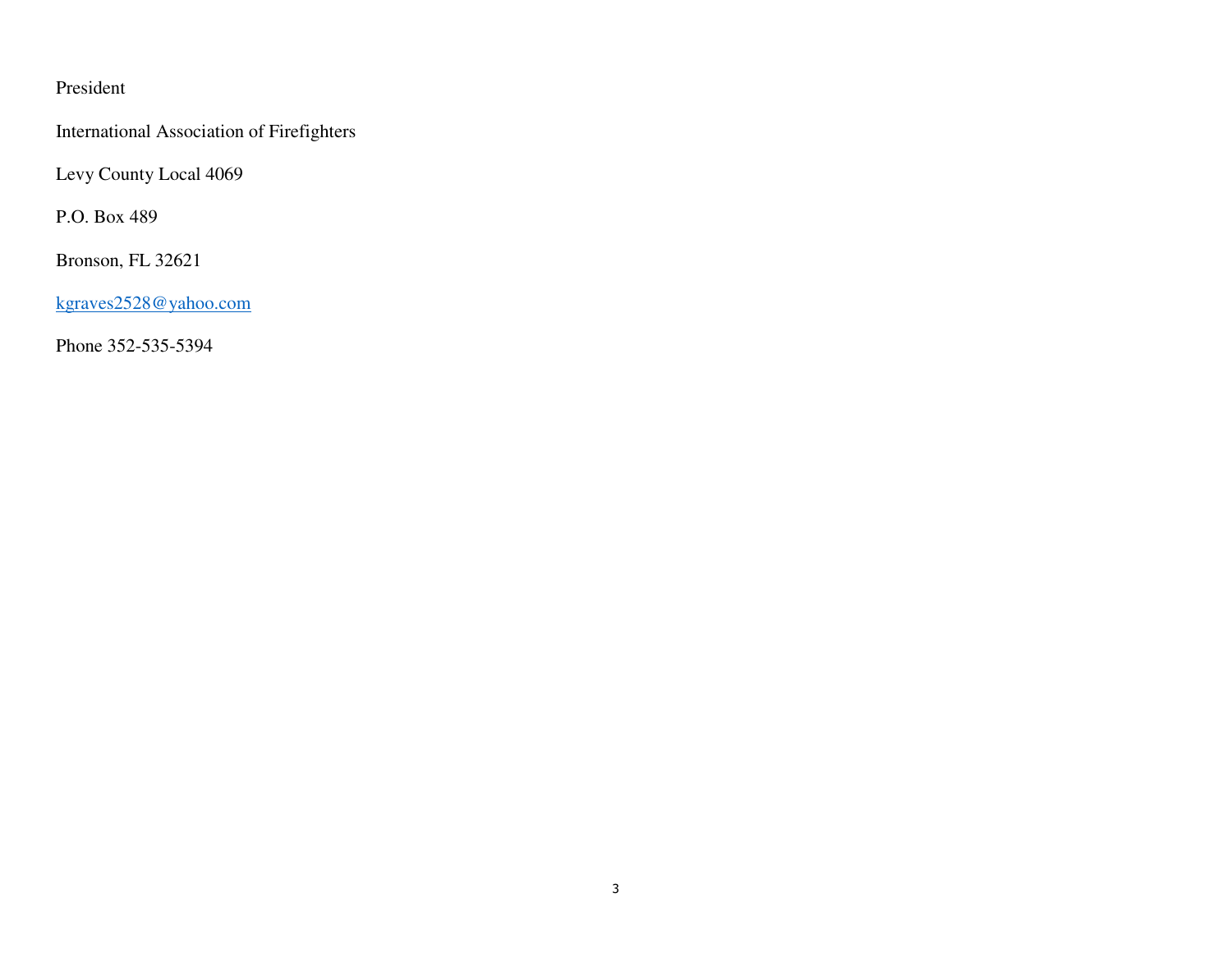President

International Association of Firefighters

Levy County Local 4069

P.O. Box 489

Bronson, FL 32621

kgraves2528@yahoo.com

Phone 352-535-5394